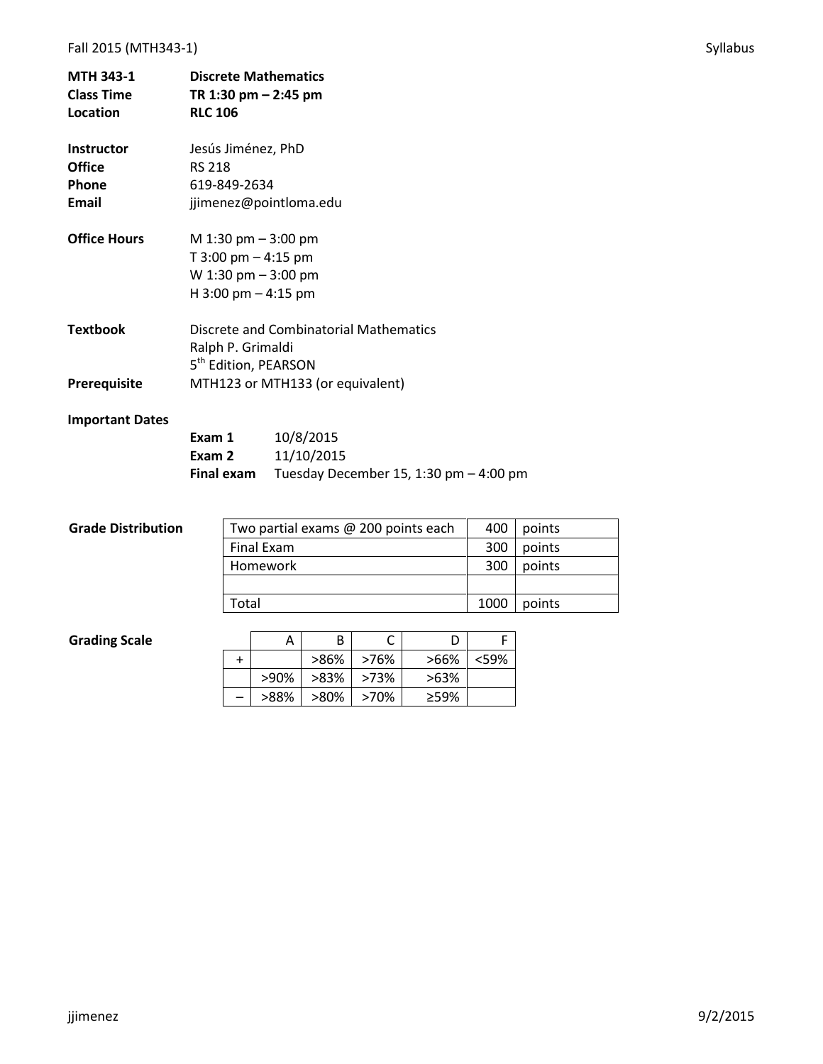| | |
|---|---|
| **MTH 343-1** | **Discrete Mathematics** |
| **Class Time** | **TR 1:30 pm – 2:45 pm** |
| **Location** | **RLC 106** |

| | |
|---|---|
| **Instructor** | Jesús Jiménez, PhD |
| **Office** | RS 218 |
| **Phone** | 619-849-2634 |
| **Email** | jjimenez@pointloma.edu |

**Office Hours**

M 1:30 pm – 3:00 pm
T 3:00 pm – 4:15 pm
W 1:30 pm – 3:00 pm
H 3:00 pm – 4:15 pm

**Textbook**

Discrete and Combinatorial Mathematics
Ralph P. Grimaldi
5th Edition, PEARSON

**Prerequisite** MTH123 or MTH133 (or equivalent)

**Important Dates**

| | |
|---|---|
| **Exam 1** | 10/8/2015 |
| **Exam 2** | 11/10/2015 |
| **Final exam** | Tuesday December 15, 1:30 pm – 4:00 pm |

**Grade Distribution**

| | | |
|---|---|---|
| Two partial exams @ 200 points each | 400 | points |
| Final Exam | 300 | points |
| Homework | 300 | points |
| | | |
| Total | 1000 | points |

**Grading Scale**

| | A | B | C | D | F |
|---|---|---|---|---|---|
| + | | >86% | >76% | >66% | <59% |
| | >90% | >83% | >73% | >63% | |
| – | >88% | >80% | >70% | ≥59% | |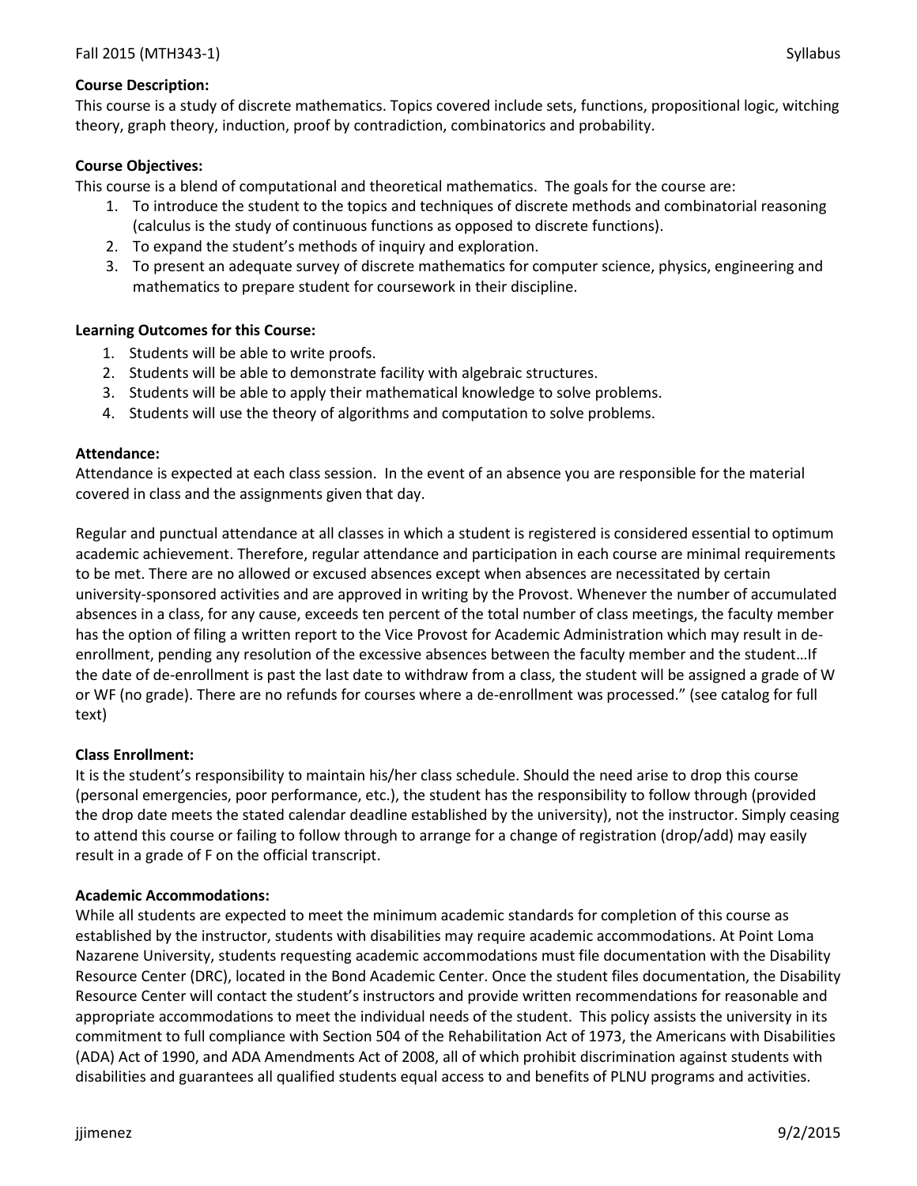**Course Description:**
This course is a study of discrete mathematics. Topics covered include sets, functions, propositional logic, witching theory, graph theory, induction, proof by contradiction, combinatorics and probability.

**Course Objectives:**
This course is a blend of computational and theoretical mathematics. The goals for the course are:

1. To introduce the student to the topics and techniques of discrete methods and combinatorial reasoning (calculus is the study of continuous functions as opposed to discrete functions).
2. To expand the student's methods of inquiry and exploration.
3. To present an adequate survey of discrete mathematics for computer science, physics, engineering and mathematics to prepare student for coursework in their discipline.

**Learning Outcomes for this Course:**

1. Students will be able to write proofs.
2. Students will be able to demonstrate facility with algebraic structures.
3. Students will be able to apply their mathematical knowledge to solve problems.
4. Students will use the theory of algorithms and computation to solve problems.

**Attendance:**
Attendance is expected at each class session. In the event of an absence you are responsible for the material covered in class and the assignments given that day.

Regular and punctual attendance at all classes in which a student is registered is considered essential to optimum academic achievement. Therefore, regular attendance and participation in each course are minimal requirements to be met. There are no allowed or excused absences except when absences are necessitated by certain university-sponsored activities and are approved in writing by the Provost. Whenever the number of accumulated absences in a class, for any cause, exceeds ten percent of the total number of class meetings, the faculty member has the option of filing a written report to the Vice Provost for Academic Administration which may result in de-enrollment, pending any resolution of the excessive absences between the faculty member and the student…If the date of de-enrollment is past the last date to withdraw from a class, the student will be assigned a grade of W or WF (no grade). There are no refunds for courses where a de-enrollment was processed." (see catalog for full text)

**Class Enrollment:**
It is the student's responsibility to maintain his/her class schedule. Should the need arise to drop this course (personal emergencies, poor performance, etc.), the student has the responsibility to follow through (provided the drop date meets the stated calendar deadline established by the university), not the instructor. Simply ceasing to attend this course or failing to follow through to arrange for a change of registration (drop/add) may easily result in a grade of F on the official transcript.

**Academic Accommodations:**
While all students are expected to meet the minimum academic standards for completion of this course as established by the instructor, students with disabilities may require academic accommodations. At Point Loma Nazarene University, students requesting academic accommodations must file documentation with the Disability Resource Center (DRC), located in the Bond Academic Center. Once the student files documentation, the Disability Resource Center will contact the student's instructors and provide written recommendations for reasonable and appropriate accommodations to meet the individual needs of the student. This policy assists the university in its commitment to full compliance with Section 504 of the Rehabilitation Act of 1973, the Americans with Disabilities (ADA) Act of 1990, and ADA Amendments Act of 2008, all of which prohibit discrimination against students with disabilities and guarantees all qualified students equal access to and benefits of PLNU programs and activities.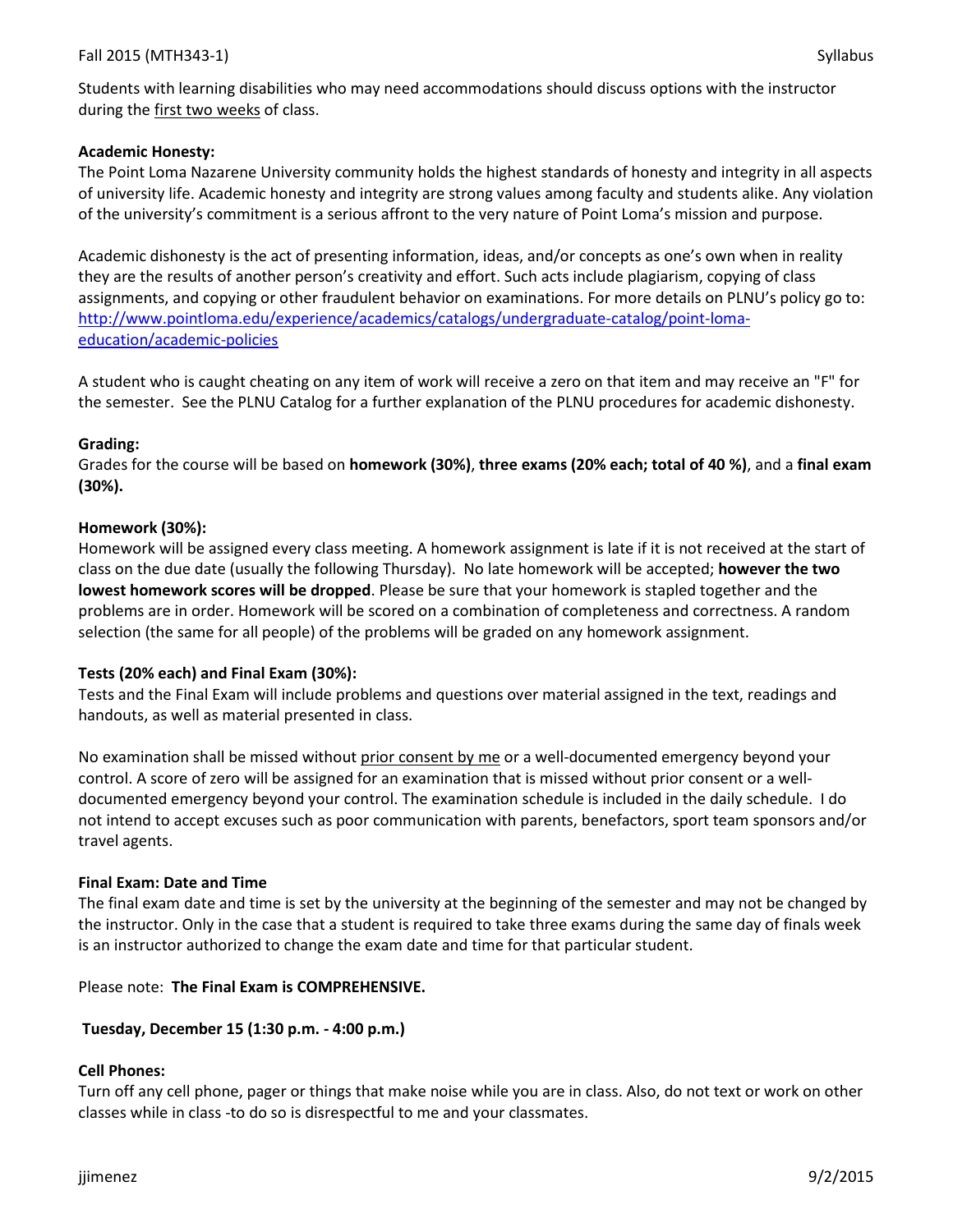Students with learning disabilities who may need accommodations should discuss options with the instructor during the first two weeks of class.

**Academic Honesty:**

The Point Loma Nazarene University community holds the highest standards of honesty and integrity in all aspects of university life. Academic honesty and integrity are strong values among faculty and students alike. Any violation of the university's commitment is a serious affront to the very nature of Point Loma's mission and purpose.

Academic dishonesty is the act of presenting information, ideas, and/or concepts as one's own when in reality they are the results of another person's creativity and effort. Such acts include plagiarism, copying of class assignments, and copying or other fraudulent behavior on examinations. For more details on PLNU's policy go to: http://www.pointloma.edu/experience/academics/catalogs/undergraduate-catalog/point-loma-education/academic-policies

A student who is caught cheating on any item of work will receive a zero on that item and may receive an "F" for the semester. See the PLNU Catalog for a further explanation of the PLNU procedures for academic dishonesty.

**Grading:**

Grades for the course will be based on **homework (30%)**, **three exams (20% each; total of 40 %)**, and a **final exam (30%).**

**Homework (30%):**

Homework will be assigned every class meeting. A homework assignment is late if it is not received at the start of class on the due date (usually the following Thursday). No late homework will be accepted; **however the two lowest homework scores will be dropped**. Please be sure that your homework is stapled together and the problems are in order. Homework will be scored on a combination of completeness and correctness. A random selection (the same for all people) of the problems will be graded on any homework assignment.

**Tests (20% each) and Final Exam (30%):**

Tests and the Final Exam will include problems and questions over material assigned in the text, readings and handouts, as well as material presented in class.

No examination shall be missed without prior consent by me or a well-documented emergency beyond your control. A score of zero will be assigned for an examination that is missed without prior consent or a well-documented emergency beyond your control. The examination schedule is included in the daily schedule. I do not intend to accept excuses such as poor communication with parents, benefactors, sport team sponsors and/or travel agents.

**Final Exam: Date and Time**

The final exam date and time is set by the university at the beginning of the semester and may not be changed by the instructor. Only in the case that a student is required to take three exams during the same day of finals week is an instructor authorized to change the exam date and time for that particular student.

Please note: **The Final Exam is COMPREHENSIVE.**

**Tuesday, December 15 (1:30 p.m. - 4:00 p.m.)**

**Cell Phones:**

Turn off any cell phone, pager or things that make noise while you are in class. Also, do not text or work on other classes while in class -to do so is disrespectful to me and your classmates.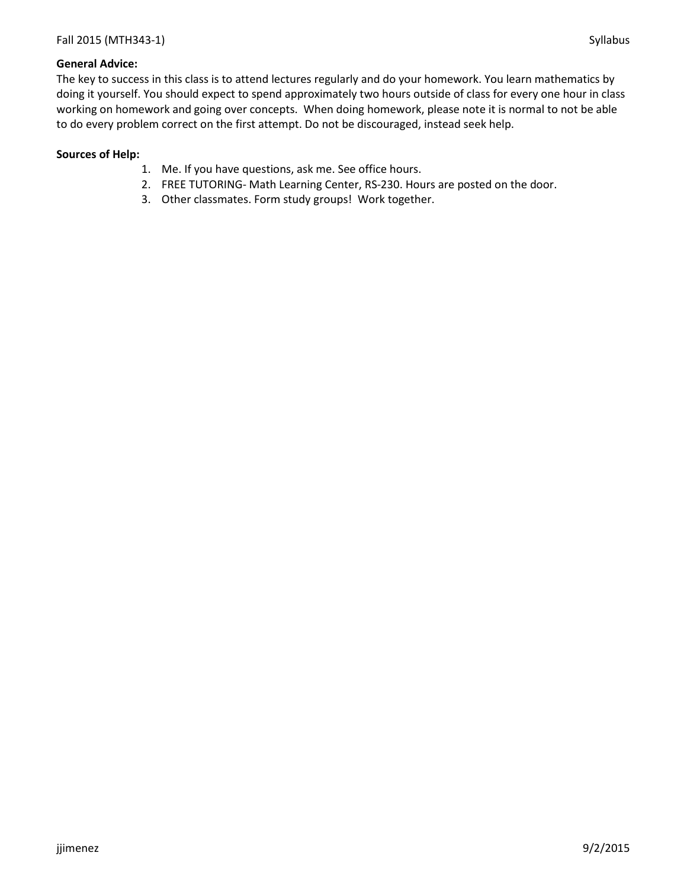**General Advice:**

The key to success in this class is to attend lectures regularly and do your homework. You learn mathematics by doing it yourself. You should expect to spend approximately two hours outside of class for every one hour in class working on homework and going over concepts. When doing homework, please note it is normal to not be able to do every problem correct on the first attempt. Do not be discouraged, instead seek help.

**Sources of Help:**

1. Me. If you have questions, ask me. See office hours.
2. FREE TUTORING- Math Learning Center, RS-230. Hours are posted on the door.
3. Other classmates. Form study groups! Work together.